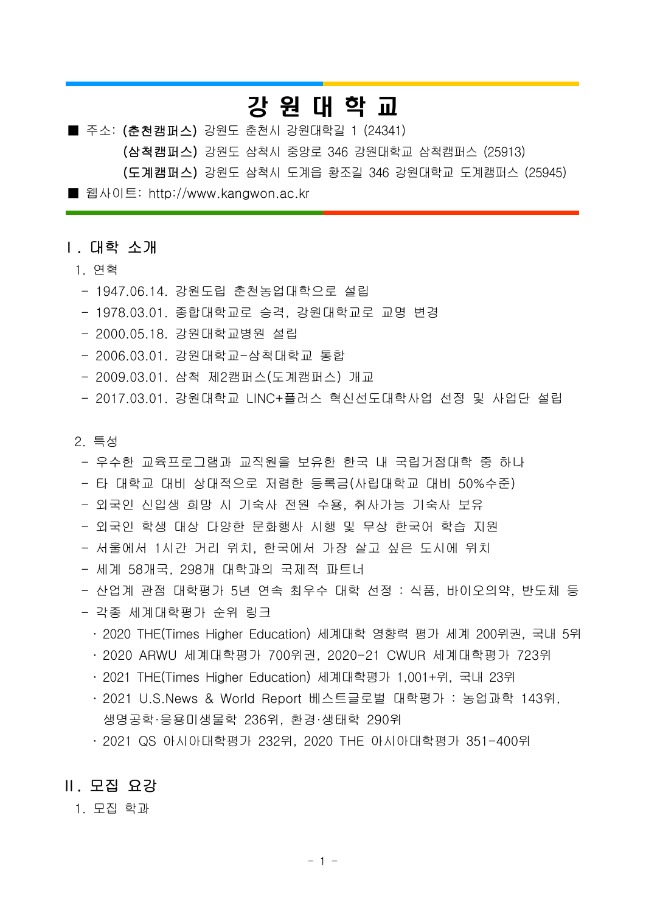# 강 원 대 학 교

■ 주소: **(춘천캠퍼스)** 강원도 춘천시 강원대학길 1 (24341)

**(삼척캠퍼스)** 강원도 삼척시 중앙로 346 강원대학교 삼척캠퍼스 (25913)

**(도계캠퍼스)** 강원도 삼척시 도계읍 황조길 346 강원대학교 도계캠퍼스 (25945)

■ 웹사이트: http://www.kangwon.ac.kr

## Ⅰ. 대학 소개

### 1. 연혁

- 1947.06.14. 강원도립 춘천농업대학으로 설립
- 1978.03.01. 종합대학교로 승격, 강원대학교로 교명 변경
- 2000.05.18. 강원대학교병원 설립
- 2006.03.01. 강원대학교-삼척대학교 통합
- 2009.03.01. 삼척 제2캠퍼스(도계캠퍼스) 개교
- 2017.03.01. 강원대학교 LINC+플러스 혁신선도대학사업 선정 및 사업단 설립

### 2. 특성

- 우수한 교육프로그램과 교직원을 보유한 한국 내 국립거점대학 중 하나
- 타 대학교 대비 상대적으로 저렴한 등록금(사립대학교 대비 50%수준)
- 외국인 신입생 희망 시 기숙사 전원 수용, 취사가능 기숙사 보유
- 외국인 학생 대상 다양한 문화행사 시행 및 무상 한국어 학습 지원
- 서울에서 1시간 거리 위치, 한국에서 가장 살고 싶은 도시에 위치
- 세계 58개국, 298개 대학과의 국제적 파트너
- 산업계 관점 대학평가 5년 연속 최우수 대학 선정 : 식품, 바이오의약, 반도체 등
- 각종 세계대학평가 순위 링크
  - 2020 THE(Times Higher Education) 세계대학 영향력 평가 세계 200위권, 국내 5위
  - 2020 ARWU 세계대학평가 700위권, 2020-21 CWUR 세계대학평가 723위
  - 2021 THE(Times Higher Education) 세계대학평가 1,001+위, 국내 23위
  - 2021 U.S.News & World Report 베스트글로벌 대학평가 : 농업과학 143위, 생명공학·응용미생물학 236위, 환경·생태학 290위
  - 2021 QS 아시아대학평가 232위, 2020 THE 아시아대학평가 351-400위

## Ⅱ. 모집 요강

### 1. 모집 학과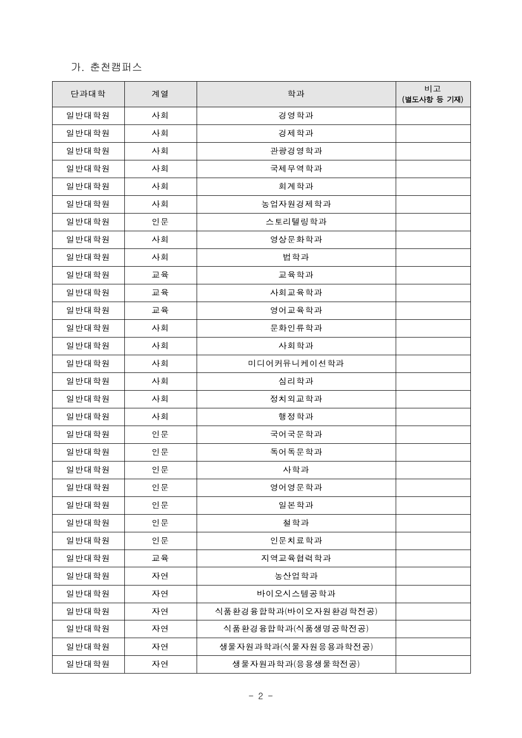### 가. 춘천캠퍼스

| 단과대학 | 계열 | 학과 | 비고 (별도사항 등 기재) |
|---|---|---|---|
| 일반대학원 | 사회 | 경영학과 | |
| 일반대학원 | 사회 | 경제학과 | |
| 일반대학원 | 사회 | 관광경영학과 | |
| 일반대학원 | 사회 | 국제무역학과 | |
| 일반대학원 | 사회 | 회계학과 | |
| 일반대학원 | 사회 | 농업자원경제학과 | |
| 일반대학원 | 인문 | 스토리텔링학과 | |
| 일반대학원 | 사회 | 영상문화학과 | |
| 일반대학원 | 사회 | 법학과 | |
| 일반대학원 | 교육 | 교육학과 | |
| 일반대학원 | 교육 | 사회교육학과 | |
| 일반대학원 | 교육 | 영어교육학과 | |
| 일반대학원 | 사회 | 문화인류학과 | |
| 일반대학원 | 사회 | 사회학과 | |
| 일반대학원 | 사회 | 미디어커뮤니케이션학과 | |
| 일반대학원 | 사회 | 심리학과 | |
| 일반대학원 | 사회 | 정치외교학과 | |
| 일반대학원 | 사회 | 행정학과 | |
| 일반대학원 | 인문 | 국어국문학과 | |
| 일반대학원 | 인문 | 독어독문학과 | |
| 일반대학원 | 인문 | 사학과 | |
| 일반대학원 | 인문 | 영어영문학과 | |
| 일반대학원 | 인문 | 일본학과 | |
| 일반대학원 | 인문 | 철학과 | |
| 일반대학원 | 인문 | 인문치료학과 | |
| 일반대학원 | 교육 | 지역교육협력학과 | |
| 일반대학원 | 자연 | 농산업학과 | |
| 일반대학원 | 자연 | 바이오시스템공학과 | |
| 일반대학원 | 자연 | 식품환경융합학과(바이오자원환경학전공) | |
| 일반대학원 | 자연 | 식품환경융합학과(식품생명공학전공) | |
| 일반대학원 | 자연 | 생물자원과학과(식물자원응용과학전공) | |
| 일반대학원 | 자연 | 생물자원과학과(응용생물학전공) | |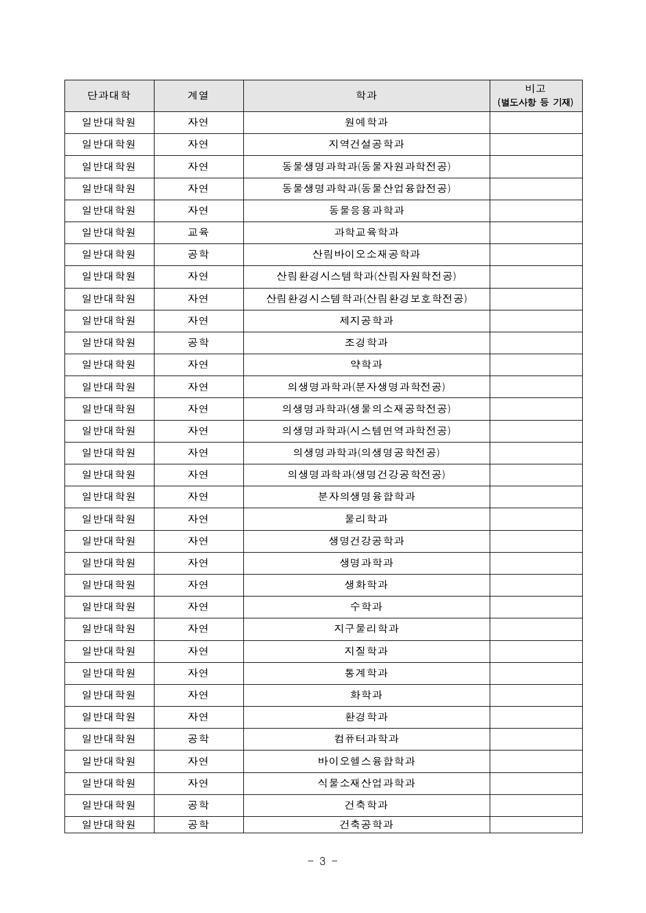| 단과대학 | 계열 | 학과 | 비고<br>(별도사항 등 기재) |
|---|---|---|---|
| 일반대학원 | 자연 | 원예학과 | |
| 일반대학원 | 자연 | 지역건설공학과 | |
| 일반대학원 | 자연 | 동물생명과학과(동물자원과학전공) | |
| 일반대학원 | 자연 | 동물생명과학과(동물산업융합전공) | |
| 일반대학원 | 자연 | 동물응용과학과 | |
| 일반대학원 | 교육 | 과학교육학과 | |
| 일반대학원 | 공학 | 산림바이오소재공학과 | |
| 일반대학원 | 자연 | 산림환경시스템학과(산림자원학전공) | |
| 일반대학원 | 자연 | 산림환경시스템학과(산림환경보호학전공) | |
| 일반대학원 | 자연 | 제지공학과 | |
| 일반대학원 | 공학 | 조경학과 | |
| 일반대학원 | 자연 | 약학과 | |
| 일반대학원 | 자연 | 의생명과학과(분자생명과학전공) | |
| 일반대학원 | 자연 | 의생명과학과(생물의소재공학전공) | |
| 일반대학원 | 자연 | 의생명과학과(시스템면역과학전공) | |
| 일반대학원 | 자연 | 의생명과학과(의생명공학전공) | |
| 일반대학원 | 자연 | 의생명과학과(생명건강공학전공) | |
| 일반대학원 | 자연 | 분자의생명융합학과 | |
| 일반대학원 | 자연 | 물리학과 | |
| 일반대학원 | 자연 | 생명건강공학과 | |
| 일반대학원 | 자연 | 생명과학과 | |
| 일반대학원 | 자연 | 생화학과 | |
| 일반대학원 | 자연 | 수학과 | |
| 일반대학원 | 자연 | 지구물리학과 | |
| 일반대학원 | 자연 | 지질학과 | |
| 일반대학원 | 자연 | 통계학과 | |
| 일반대학원 | 자연 | 화학과 | |
| 일반대학원 | 자연 | 환경학과 | |
| 일반대학원 | 공학 | 컴퓨터과학과 | |
| 일반대학원 | 자연 | 바이오헬스융합학과 | |
| 일반대학원 | 자연 | 식물소재산업과학과 | |
| 일반대학원 | 공학 | 건축학과 | |
| 일반대학원 | 공학 | 건축공학과 | |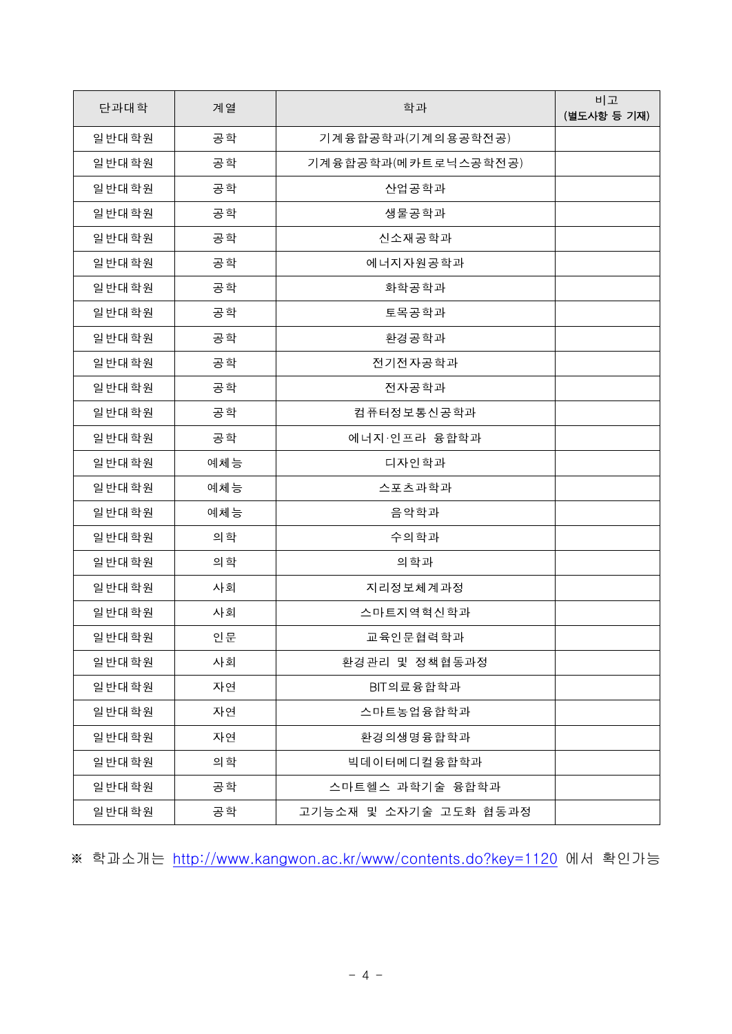| 단과대학 | 계열 | 학과 | 비고 (별도사항 등 기재) |
| --- | --- | --- | --- |
| 일반대학원 | 공학 | 기계융합공학과(기계의용공학전공) | |
| 일반대학원 | 공학 | 기계융합공학과(메카트로닉스공학전공) | |
| 일반대학원 | 공학 | 산업공학과 | |
| 일반대학원 | 공학 | 생물공학과 | |
| 일반대학원 | 공학 | 신소재공학과 | |
| 일반대학원 | 공학 | 에너지자원공학과 | |
| 일반대학원 | 공학 | 화학공학과 | |
| 일반대학원 | 공학 | 토목공학과 | |
| 일반대학원 | 공학 | 환경공학과 | |
| 일반대학원 | 공학 | 전기전자공학과 | |
| 일반대학원 | 공학 | 전자공학과 | |
| 일반대학원 | 공학 | 컴퓨터정보통신공학과 | |
| 일반대학원 | 공학 | 에너지·인프라 융합학과 | |
| 일반대학원 | 예체능 | 디자인학과 | |
| 일반대학원 | 예체능 | 스포츠과학과 | |
| 일반대학원 | 예체능 | 음악학과 | |
| 일반대학원 | 의학 | 수의학과 | |
| 일반대학원 | 의학 | 의학과 | |
| 일반대학원 | 사회 | 지리정보체계과정 | |
| 일반대학원 | 사회 | 스마트지역혁신학과 | |
| 일반대학원 | 인문 | 교육인문협력학과 | |
| 일반대학원 | 사회 | 환경관리 및 정책협동과정 | |
| 일반대학원 | 자연 | BIT의료융합학과 | |
| 일반대학원 | 자연 | 스마트농업융합학과 | |
| 일반대학원 | 자연 | 환경의생명융합학과 | |
| 일반대학원 | 의학 | 빅데이터메디컬융합학과 | |
| 일반대학원 | 공학 | 스마트헬스 과학기술 융합학과 | |
| 일반대학원 | 공학 | 고기능소재 및 소자기술 고도화 협동과정 | |

※ 학과소개는 http://www.kangwon.ac.kr/www/contents.do?key=1120 에서 확인가능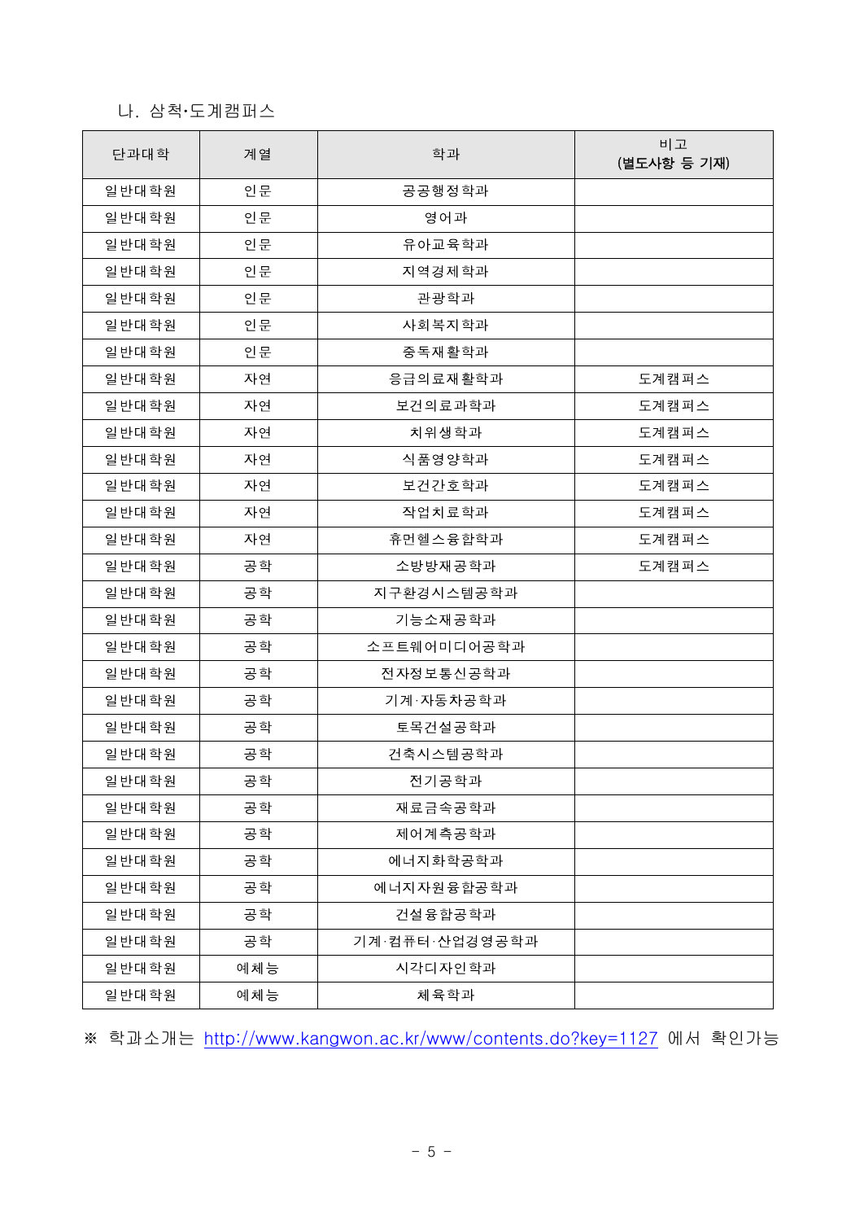나. 삼척·도계캠퍼스

| 단과대학 | 계열 | 학과 | 비고 (별도사항 등 기재) |
|---|---|---|---|
| 일반대학원 | 인문 | 공공행정학과 | |
| 일반대학원 | 인문 | 영어과 | |
| 일반대학원 | 인문 | 유아교육학과 | |
| 일반대학원 | 인문 | 지역경제학과 | |
| 일반대학원 | 인문 | 관광학과 | |
| 일반대학원 | 인문 | 사회복지학과 | |
| 일반대학원 | 인문 | 중독재활학과 | |
| 일반대학원 | 자연 | 응급의료재활학과 | 도계캠퍼스 |
| 일반대학원 | 자연 | 보건의료과학과 | 도계캠퍼스 |
| 일반대학원 | 자연 | 치위생학과 | 도계캠퍼스 |
| 일반대학원 | 자연 | 식품영양학과 | 도계캠퍼스 |
| 일반대학원 | 자연 | 보건간호학과 | 도계캠퍼스 |
| 일반대학원 | 자연 | 작업치료학과 | 도계캠퍼스 |
| 일반대학원 | 자연 | 휴먼헬스융합학과 | 도계캠퍼스 |
| 일반대학원 | 공학 | 소방방재공학과 | 도계캠퍼스 |
| 일반대학원 | 공학 | 지구환경시스템공학과 | |
| 일반대학원 | 공학 | 기능소재공학과 | |
| 일반대학원 | 공학 | 소프트웨어미디어공학과 | |
| 일반대학원 | 공학 | 전자정보통신공학과 | |
| 일반대학원 | 공학 | 기계·자동차공학과 | |
| 일반대학원 | 공학 | 토목건설공학과 | |
| 일반대학원 | 공학 | 건축시스템공학과 | |
| 일반대학원 | 공학 | 전기공학과 | |
| 일반대학원 | 공학 | 재료금속공학과 | |
| 일반대학원 | 공학 | 제어계측공학과 | |
| 일반대학원 | 공학 | 에너지화학공학과 | |
| 일반대학원 | 공학 | 에너지자원융합공학과 | |
| 일반대학원 | 공학 | 건설융합공학과 | |
| 일반대학원 | 공학 | 기계·컴퓨터·산업경영공학과 | |
| 일반대학원 | 예체능 | 시각디자인학과 | |
| 일반대학원 | 예체능 | 체육학과 | |

※ 학과소개는 http://www.kangwon.ac.kr/www/contents.do?key=1127 에서 확인가능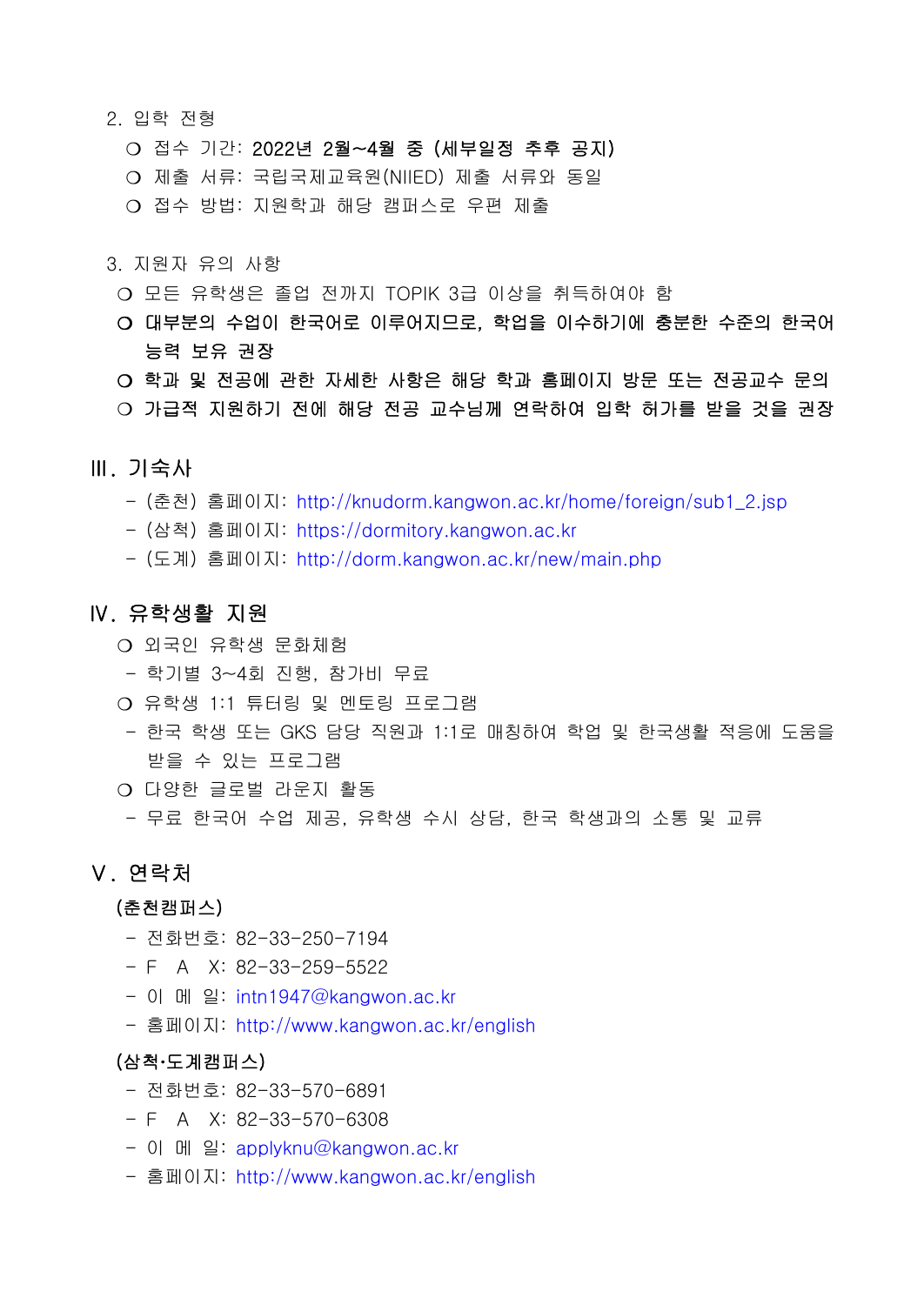2. 입학 전형

- 접수 기간: **2022년 2월~4월 중 (세부일정 추후 공지)**
- 제출 서류: 국립국제교육원(NIIED) 제출 서류와 동일
- 접수 방법: 지원학과 해당 캠퍼스로 우편 제출

3. 지원자 유의 사항

- 모든 유학생은 졸업 전까지 TOPIK 3급 이상을 취득하여야 함
- **대부분의 수업이 한국어로 이루어지므로, 학업을 이수하기에 충분한 수준의 한국어 능력 보유 권장**
- **학과 및 전공에 관한 자세한 사항은 해당 학과 홈페이지 방문 또는 전공교수 문의**
- **가급적 지원하기 전에 해당 전공 교수님께 연락하여 입학 허가를 받을 것을 권장**

## Ⅲ. 기숙사

- (춘천) 홈페이지: http://knudorm.kangwon.ac.kr/home/foreign/sub1_2.jsp
- (삼척) 홈페이지: https://dormitory.kangwon.ac.kr
- (도계) 홈페이지: http://dorm.kangwon.ac.kr/new/main.php

## Ⅳ. 유학생활 지원

- 외국인 유학생 문화체험
  - 학기별 3~4회 진행, 참가비 무료
- 유학생 1:1 튜터링 및 멘토링 프로그램
  - 한국 학생 또는 GKS 담당 직원과 1:1로 매칭하여 학업 및 한국생활 적응에 도움을 받을 수 있는 프로그램
- 다양한 글로벌 라운지 활동
  - 무료 한국어 수업 제공, 유학생 수시 상담, 한국 학생과의 소통 및 교류

## Ⅴ. 연락처

**(춘천캠퍼스)**

- 전화번호: 82-33-250-7194
- F A X: 82-33-259-5522
- 이 메 일: intn1947@kangwon.ac.kr
- 홈페이지: http://www.kangwon.ac.kr/english

**(삼척·도계캠퍼스)**

- 전화번호: 82-33-570-6891
- F A X: 82-33-570-6308
- 이 메 일: applyknu@kangwon.ac.kr
- 홈페이지: http://www.kangwon.ac.kr/english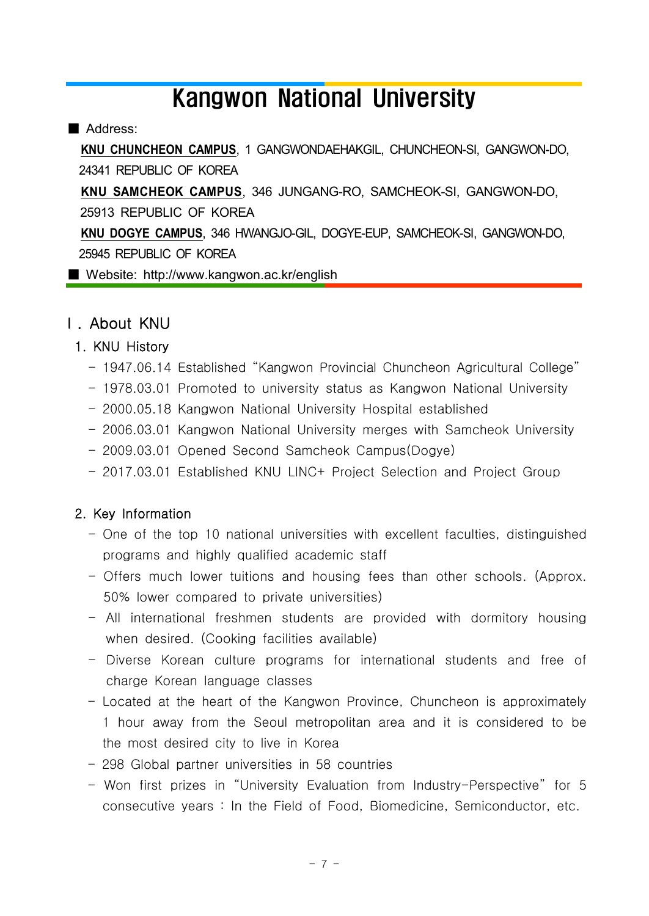# Kangwon National University

■ Address:

**KNU CHUNCHEON CAMPUS**, 1 GANGWONDAEHAKGIL, CHUNCHEON-SI, GANGWON-DO, 24341 REPUBLIC OF KOREA

**KNU SAMCHEOK CAMPUS**, 346 JUNGANG-RO, SAMCHEOK-SI, GANGWON-DO, 25913 REPUBLIC OF KOREA

**KNU DOGYE CAMPUS**, 346 HWANGJO-GIL, DOGYE-EUP, SAMCHEOK-SI, GANGWON-DO, 25945 REPUBLIC OF KOREA

■ Website: http://www.kangwon.ac.kr/english

## Ⅰ. About KNU

### 1. KNU History

- 1947.06.14 Established "Kangwon Provincial Chuncheon Agricultural College"
- 1978.03.01 Promoted to university status as Kangwon National University
- 2000.05.18 Kangwon National University Hospital established
- 2006.03.01 Kangwon National University merges with Samcheok University
- 2009.03.01 Opened Second Samcheok Campus(Dogye)
- 2017.03.01 Established KNU LINC+ Project Selection and Project Group

### 2. Key Information

- One of the top 10 national universities with excellent faculties, distinguished programs and highly qualified academic staff
- Offers much lower tuitions and housing fees than other schools. (Approx. 50% lower compared to private universities)
- All international freshmen students are provided with dormitory housing when desired. (Cooking facilities available)
- Diverse Korean culture programs for international students and free of charge Korean language classes
- Located at the heart of the Kangwon Province, Chuncheon is approximately 1 hour away from the Seoul metropolitan area and it is considered to be the most desired city to live in Korea
- 298 Global partner universities in 58 countries
- Won first prizes in "University Evaluation from Industry-Perspective" for 5 consecutive years : In the Field of Food, Biomedicine, Semiconductor, etc.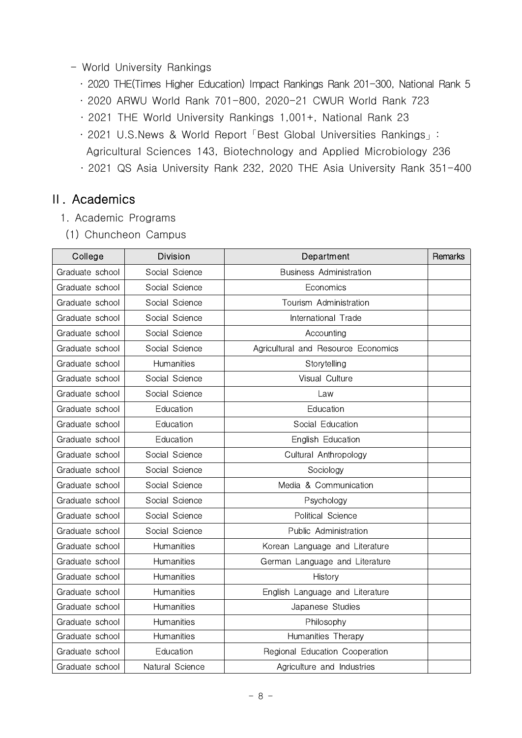- World University Rankings
  - 2020 THE(Times Higher Education) Impact Rankings Rank 201-300, National Rank 5
  - 2020 ARWU World Rank 701-800, 2020-21 CWUR World Rank 723
  - 2021 THE World University Rankings 1,001+, National Rank 23
  - 2021 U.S.News & World Report「Best Global Universities Rankings」: Agricultural Sciences 143, Biotechnology and Applied Microbiology 236
  - 2021 QS Asia University Rank 232, 2020 THE Asia University Rank 351-400

## II. Academics

### 1. Academic Programs

#### (1) Chuncheon Campus

| College | Division | Department | Remarks |
|---|---|---|---|
| Graduate school | Social Science | Business Administration | |
| Graduate school | Social Science | Economics | |
| Graduate school | Social Science | Tourism Administration | |
| Graduate school | Social Science | International Trade | |
| Graduate school | Social Science | Accounting | |
| Graduate school | Social Science | Agricultural and Resource Economics | |
| Graduate school | Humanities | Storytelling | |
| Graduate school | Social Science | Visual Culture | |
| Graduate school | Social Science | Law | |
| Graduate school | Education | Education | |
| Graduate school | Education | Social Education | |
| Graduate school | Education | English Education | |
| Graduate school | Social Science | Cultural Anthropology | |
| Graduate school | Social Science | Sociology | |
| Graduate school | Social Science | Media & Communication | |
| Graduate school | Social Science | Psychology | |
| Graduate school | Social Science | Political Science | |
| Graduate school | Social Science | Public Administration | |
| Graduate school | Humanities | Korean Language and Literature | |
| Graduate school | Humanities | German Language and Literature | |
| Graduate school | Humanities | History | |
| Graduate school | Humanities | English Language and Literature | |
| Graduate school | Humanities | Japanese Studies | |
| Graduate school | Humanities | Philosophy | |
| Graduate school | Humanities | Humanities Therapy | |
| Graduate school | Education | Regional Education Cooperation | |
| Graduate school | Natural Science | Agriculture and Industries | |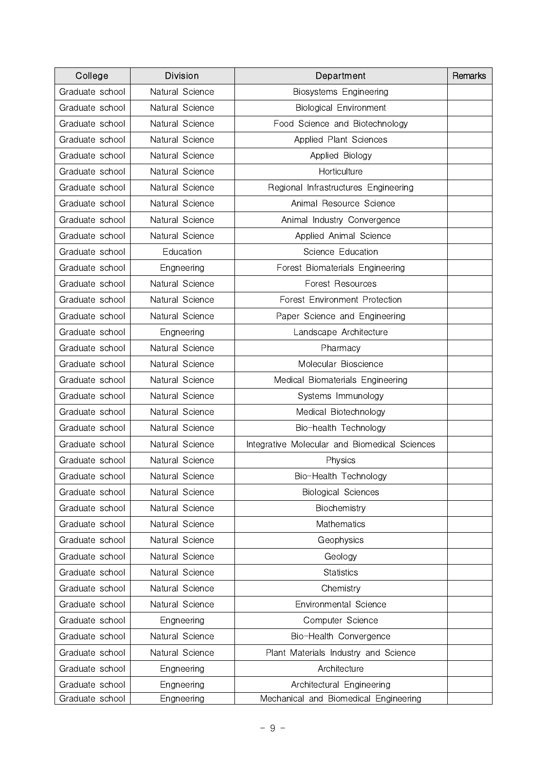| College | Division | Department | Remarks |
|---|---|---|---|
| Graduate school | Natural Science | Biosystems Engineering | |
| Graduate school | Natural Science | Biological Environment | |
| Graduate school | Natural Science | Food Science and Biotechnology | |
| Graduate school | Natural Science | Applied Plant Sciences | |
| Graduate school | Natural Science | Applied Biology | |
| Graduate school | Natural Science | Horticulture | |
| Graduate school | Natural Science | Regional Infrastructures Engineering | |
| Graduate school | Natural Science | Animal Resource Science | |
| Graduate school | Natural Science | Animal Industry Convergence | |
| Graduate school | Natural Science | Applied Animal Science | |
| Graduate school | Education | Science Education | |
| Graduate school | Engneering | Forest Biomaterials Engineering | |
| Graduate school | Natural Science | Forest Resources | |
| Graduate school | Natural Science | Forest Environment Protection | |
| Graduate school | Natural Science | Paper Science and Engineering | |
| Graduate school | Engneering | Landscape Architecture | |
| Graduate school | Natural Science | Pharmacy | |
| Graduate school | Natural Science | Molecular Bioscience | |
| Graduate school | Natural Science | Medical Biomaterials Engineering | |
| Graduate school | Natural Science | Systems Immunology | |
| Graduate school | Natural Science | Medical Biotechnology | |
| Graduate school | Natural Science | Bio-health Technology | |
| Graduate school | Natural Science | Integrative Molecular and Biomedical Sciences | |
| Graduate school | Natural Science | Physics | |
| Graduate school | Natural Science | Bio-Health Technology | |
| Graduate school | Natural Science | Biological Sciences | |
| Graduate school | Natural Science | Biochemistry | |
| Graduate school | Natural Science | Mathematics | |
| Graduate school | Natural Science | Geophysics | |
| Graduate school | Natural Science | Geology | |
| Graduate school | Natural Science | Statistics | |
| Graduate school | Natural Science | Chemistry | |
| Graduate school | Natural Science | Environmental Science | |
| Graduate school | Engneering | Computer Science | |
| Graduate school | Natural Science | Bio-Health Convergence | |
| Graduate school | Natural Science | Plant Materials Industry and Science | |
| Graduate school | Engneering | Architecture | |
| Graduate school | Engneering | Architectural Engineering | |
| Graduate school | Engneering | Mechanical and Biomedical Engineering | |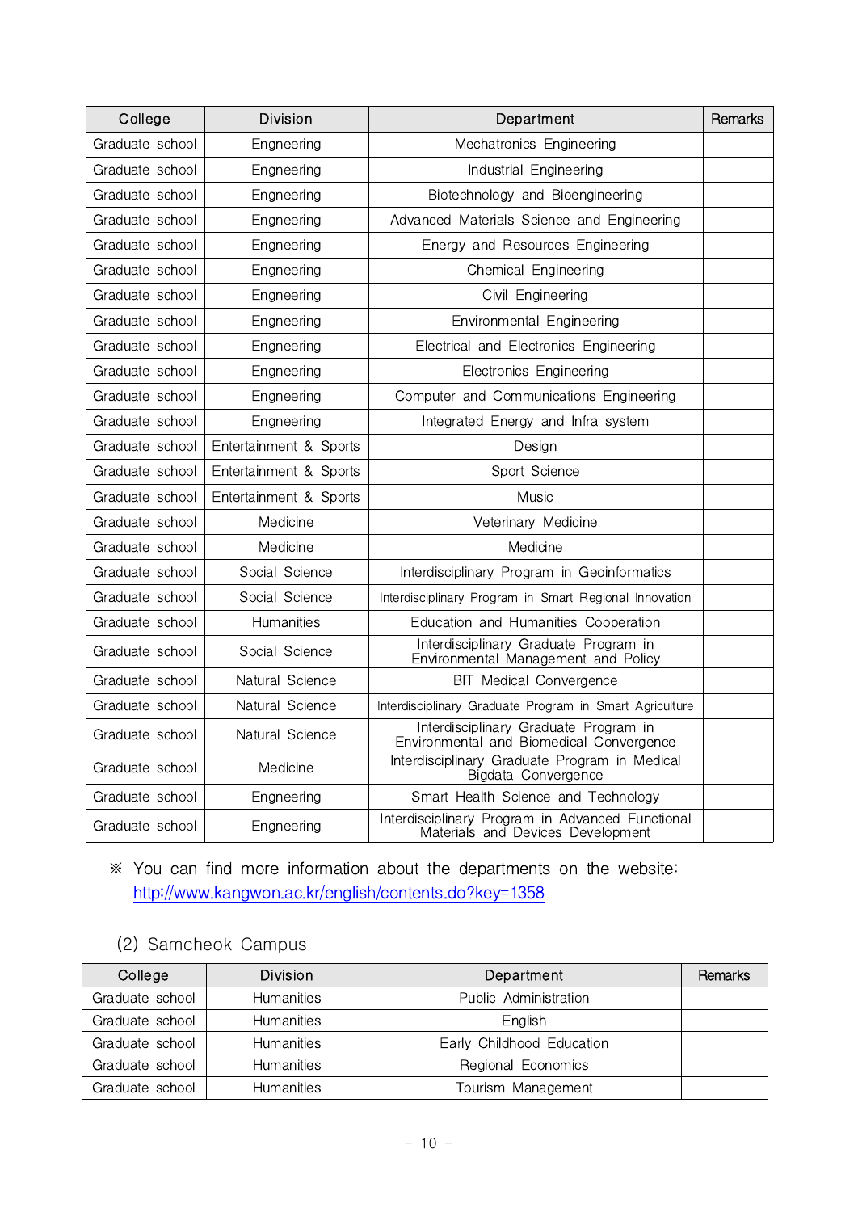| College | Division | Department | Remarks |
|---|---|---|---|
| Graduate school | Engneering | Mechatronics Engineering | |
| Graduate school | Engneering | Industrial Engineering | |
| Graduate school | Engneering | Biotechnology and Bioengineering | |
| Graduate school | Engneering | Advanced Materials Science and Engineering | |
| Graduate school | Engneering | Energy and Resources Engineering | |
| Graduate school | Engneering | Chemical Engineering | |
| Graduate school | Engneering | Civil Engineering | |
| Graduate school | Engneering | Environmental Engineering | |
| Graduate school | Engneering | Electrical and Electronics Engineering | |
| Graduate school | Engneering | Electronics Engineering | |
| Graduate school | Engneering | Computer and Communications Engineering | |
| Graduate school | Engneering | Integrated Energy and Infra system | |
| Graduate school | Entertainment & Sports | Design | |
| Graduate school | Entertainment & Sports | Sport Science | |
| Graduate school | Entertainment & Sports | Music | |
| Graduate school | Medicine | Veterinary Medicine | |
| Graduate school | Medicine | Medicine | |
| Graduate school | Social Science | Interdisciplinary Program in Geoinformatics | |
| Graduate school | Social Science | Interdisciplinary Program in Smart Regional Innovation | |
| Graduate school | Humanities | Education and Humanities Cooperation | |
| Graduate school | Social Science | Interdisciplinary Graduate Program in Environmental Management and Policy | |
| Graduate school | Natural Science | BIT Medical Convergence | |
| Graduate school | Natural Science | Interdisciplinary Graduate Program in Smart Agriculture | |
| Graduate school | Natural Science | Interdisciplinary Graduate Program in Environmental and Biomedical Convergence | |
| Graduate school | Medicine | Interdisciplinary Graduate Program in Medical Bigdata Convergence | |
| Graduate school | Engneering | Smart Health Science and Technology | |
| Graduate school | Engneering | Interdisciplinary Program in Advanced Functional Materials and Devices Development | |

※ You can find more information about the departments on the website: http://www.kangwon.ac.kr/english/contents.do?key=1358

(2) Samcheok Campus

| College | Division | Department | Remarks |
|---|---|---|---|
| Graduate school | Humanities | Public Administration | |
| Graduate school | Humanities | English | |
| Graduate school | Humanities | Early Childhood Education | |
| Graduate school | Humanities | Regional Economics | |
| Graduate school | Humanities | Tourism Management | |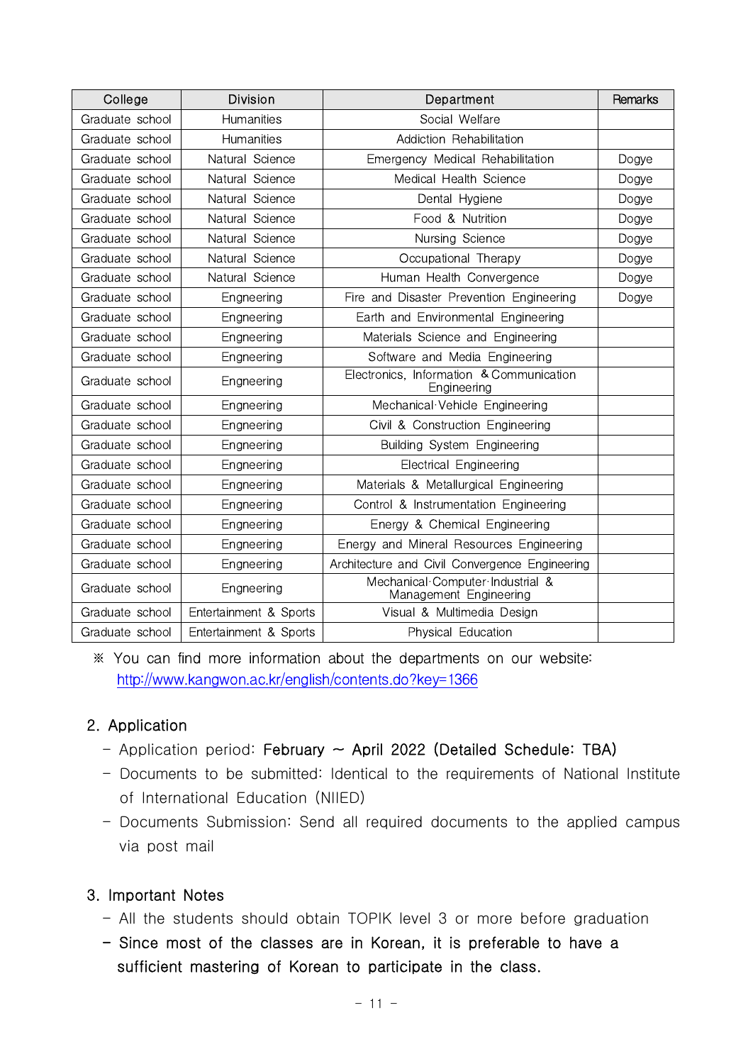| College | Division | Department | Remarks |
| --- | --- | --- | --- |
| Graduate school | Humanities | Social Welfare | |
| Graduate school | Humanities | Addiction Rehabilitation | |
| Graduate school | Natural Science | Emergency Medical Rehabilitation | Dogye |
| Graduate school | Natural Science | Medical Health Science | Dogye |
| Graduate school | Natural Science | Dental Hygiene | Dogye |
| Graduate school | Natural Science | Food & Nutrition | Dogye |
| Graduate school | Natural Science | Nursing Science | Dogye |
| Graduate school | Natural Science | Occupational Therapy | Dogye |
| Graduate school | Natural Science | Human Health Convergence | Dogye |
| Graduate school | Engneering | Fire and Disaster Prevention Engineering | Dogye |
| Graduate school | Engneering | Earth and Environmental Engineering | |
| Graduate school | Engneering | Materials Science and Engineering | |
| Graduate school | Engneering | Software and Media Engineering | |
| Graduate school | Engneering | Electronics, Information & Communication Engineering | |
| Graduate school | Engneering | Mechanical·Vehicle Engineering | |
| Graduate school | Engneering | Civil & Construction Engineering | |
| Graduate school | Engneering | Building System Engineering | |
| Graduate school | Engneering | Electrical Engineering | |
| Graduate school | Engneering | Materials & Metallurgical Engineering | |
| Graduate school | Engneering | Control & Instrumentation Engineering | |
| Graduate school | Engneering | Energy & Chemical Engineering | |
| Graduate school | Engneering | Energy and Mineral Resources Engineering | |
| Graduate school | Engneering | Architecture and Civil Convergence Engineering | |
| Graduate school | Engneering | Mechanical·Computer·Industrial & Management Engineering | |
| Graduate school | Entertainment & Sports | Visual & Multimedia Design | |
| Graduate school | Entertainment & Sports | Physical Education | |

※ You can find more information about the departments on our website: http://www.kangwon.ac.kr/english/contents.do?key=1366

## 2. Application

- Application period: **February ~ April 2022 (Detailed Schedule: TBA)**
- Documents to be submitted: Identical to the requirements of National Institute of International Education (NIIED)
- Documents Submission: Send all required documents to the applied campus via post mail

## 3. Important Notes

- All the students should obtain TOPIK level 3 or more before graduation
- **Since most of the classes are in Korean, it is preferable to have a sufficient mastering of Korean to participate in the class.**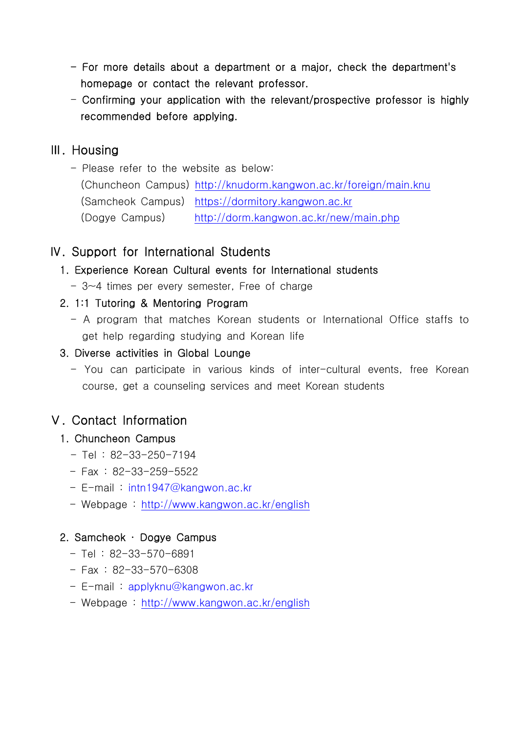- For more details about a department or a major, check the department's homepage or contact the relevant professor.
- Confirming your application with the relevant/prospective professor is highly recommended before applying.

## Ⅲ. Housing

- Please refer to the website as below:
  (Chuncheon Campus) http://knudorm.kangwon.ac.kr/foreign/main.knu
  (Samcheok Campus) https://dormitory.kangwon.ac.kr
  (Dogye Campus) http://dorm.kangwon.ac.kr/new/main.php

## Ⅳ. Support for International Students

1. Experience Korean Cultural events for International students
   - 3~4 times per every semester, Free of charge
2. 1:1 Tutoring & Mentoring Program
   - A program that matches Korean students or International Office staffs to get help regarding studying and Korean life
3. Diverse activities in Global Lounge
   - You can participate in various kinds of inter-cultural events, free Korean course, get a counseling services and meet Korean students

## Ⅴ. Contact Information

1. Chuncheon Campus
   - Tel : 82-33-250-7194
   - Fax : 82-33-259-5522
   - E-mail : intn1947@kangwon.ac.kr
   - Webpage : http://www.kangwon.ac.kr/english

2. Samcheok · Dogye Campus
   - Tel : 82-33-570-6891
   - Fax : 82-33-570-6308
   - E-mail : applyknu@kangwon.ac.kr
   - Webpage : http://www.kangwon.ac.kr/english